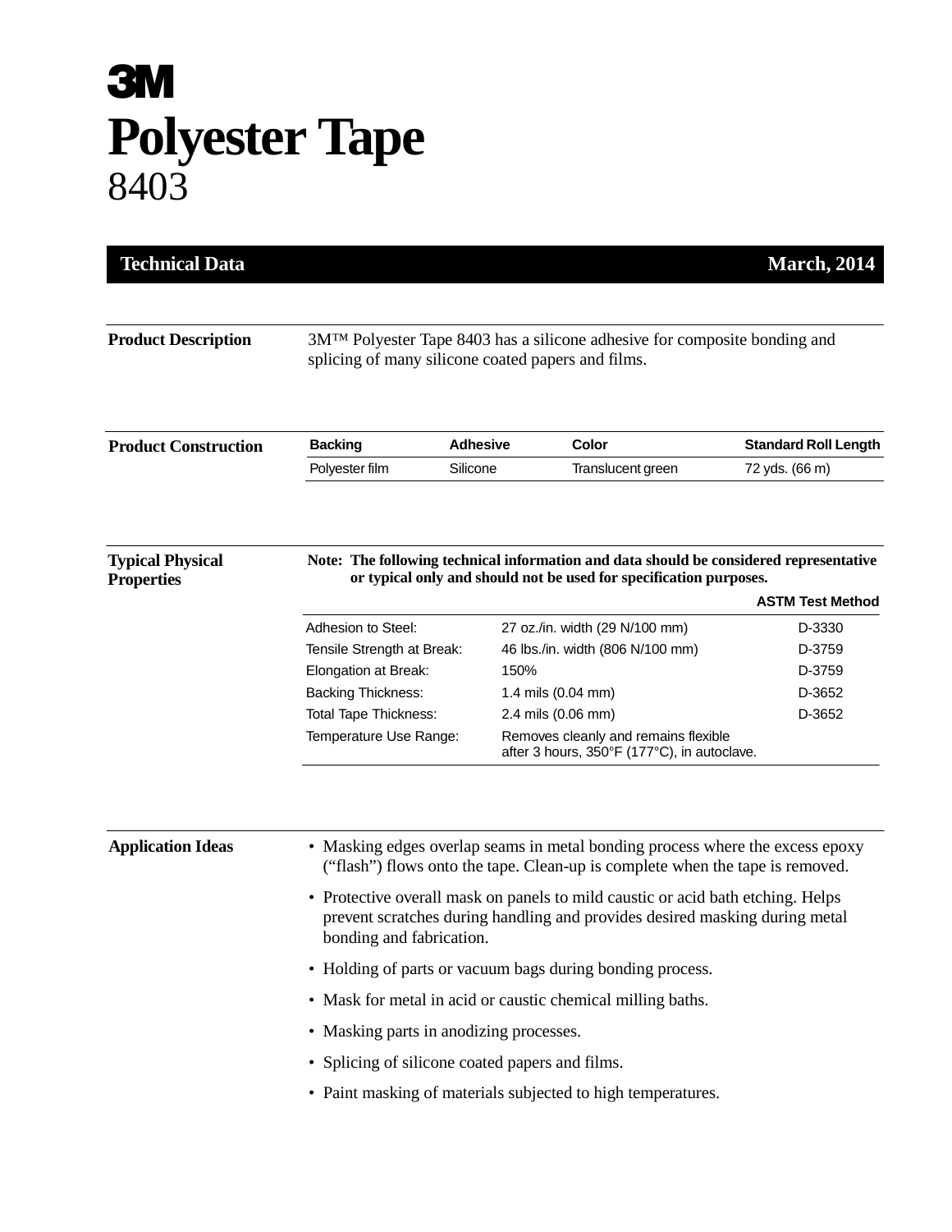# 3M

# Polyester Tape

## 8403

**Technical Data** **March, 2014**

**Product Description**

3M™ Polyester Tape 8403 has a silicone adhesive for composite bonding and splicing of many silicone coated papers and films.

**Product Construction**

| Backing | Adhesive | Color | Standard Roll Length |
|---|---|---|---|
| Polyester film | Silicone | Translucent green | 72 yds. (66 m) |

**Typical Physical Properties**

**Note: The following technical information and data should be considered representative or typical only and should not be used for specification purposes.**

| | | ASTM Test Method |
|---|---|---|
| Adhesion to Steel: | 27 oz./in. width (29 N/100 mm) | D-3330 |
| Tensile Strength at Break: | 46 lbs./in. width (806 N/100 mm) | D-3759 |
| Elongation at Break: | 150% | D-3759 |
| Backing Thickness: | 1.4 mils (0.04 mm) | D-3652 |
| Total Tape Thickness: | 2.4 mils (0.06 mm) | D-3652 |
| Temperature Use Range: | Removes cleanly and remains flexible after 3 hours, 350°F (177°C), in autoclave. | |

**Application Ideas**

- Masking edges overlap seams in metal bonding process where the excess epoxy ("flash") flows onto the tape. Clean-up is complete when the tape is removed.
- Protective overall mask on panels to mild caustic or acid bath etching. Helps prevent scratches during handling and provides desired masking during metal bonding and fabrication.
- Holding of parts or vacuum bags during bonding process.
- Mask for metal in acid or caustic chemical milling baths.
- Masking parts in anodizing processes.
- Splicing of silicone coated papers and films.
- Paint masking of materials subjected to high temperatures.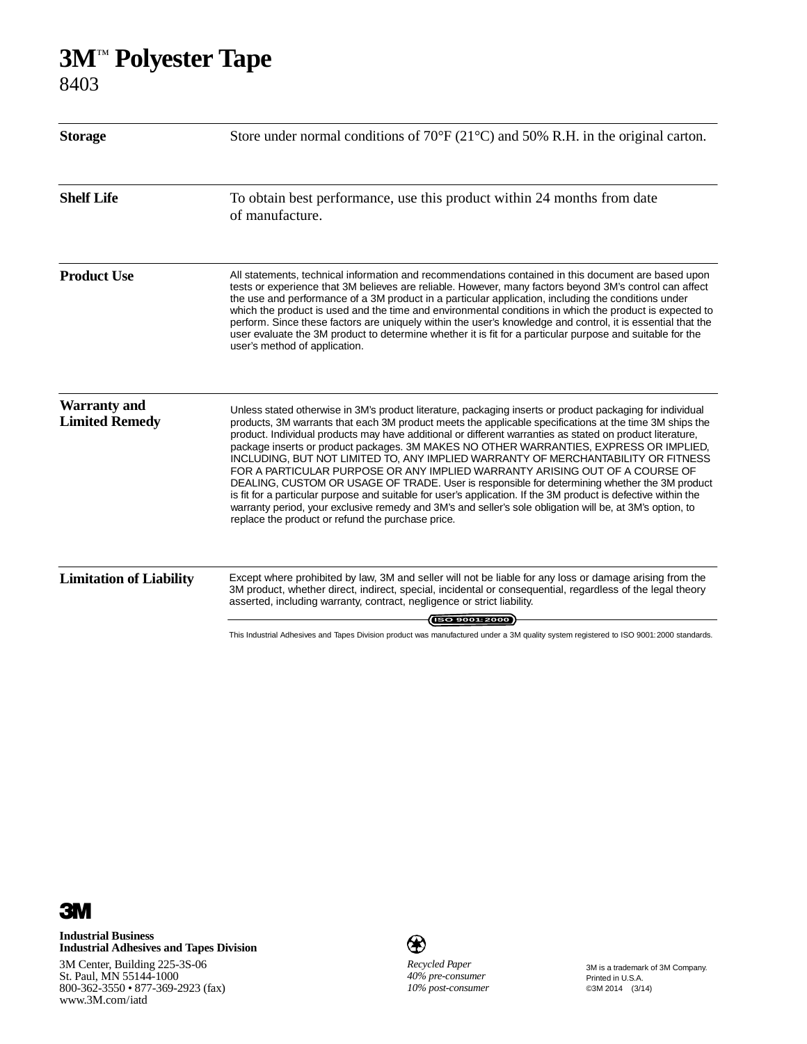# 3M™ Polyester Tape

8403

| | |
|---|---|
| **Storage** | Store under normal conditions of 70°F (21°C) and 50% R.H. in the original carton. |
| **Shelf Life** | To obtain best performance, use this product within 24 months from date of manufacture. |
| **Product Use** | All statements, technical information and recommendations contained in this document are based upon tests or experience that 3M believes are reliable. However, many factors beyond 3M's control can affect the use and performance of a 3M product in a particular application, including the conditions under which the product is used and the time and environmental conditions in which the product is expected to perform. Since these factors are uniquely within the user's knowledge and control, it is essential that the user evaluate the 3M product to determine whether it is fit for a particular purpose and suitable for the user's method of application. |
| **Warranty and Limited Remedy** | Unless stated otherwise in 3M's product literature, packaging inserts or product packaging for individual products, 3M warrants that each 3M product meets the applicable specifications at the time 3M ships the product. Individual products may have additional or different warranties as stated on product literature, package inserts or product packages. 3M MAKES NO OTHER WARRANTIES, EXPRESS OR IMPLIED, INCLUDING, BUT NOT LIMITED TO, ANY IMPLIED WARRANTY OF MERCHANTABILITY OR FITNESS FOR A PARTICULAR PURPOSE OR ANY IMPLIED WARRANTY ARISING OUT OF A COURSE OF DEALING, CUSTOM OR USAGE OF TRADE. User is responsible for determining whether the 3M product is fit for a particular purpose and suitable for user's application. If the 3M product is defective within the warranty period, your exclusive remedy and 3M's and seller's sole obligation will be, at 3M's option, to replace the product or refund the purchase price. |
| **Limitation of Liability** | Except where prohibited by law, 3M and seller will not be liable for any loss or damage arising from the 3M product, whether direct, indirect, special, incidental or consequential, regardless of the legal theory asserted, including warranty, contract, negligence or strict liability. |

ISO 9001:2000

This Industrial Adhesives and Tapes Division product was manufactured under a 3M quality system registered to ISO 9001:2000 standards.

3M

**Industrial Business**
**Industrial Adhesives and Tapes Division**

3M Center, Building 225-3S-06
St. Paul, MN 55144-1000
800-362-3550 • 877-369-2923 (fax)
www.3M.com/iatd

*Recycled Paper*
*40% pre-consumer*
*10% post-consumer*

3M is a trademark of 3M Company.
Printed in U.S.A.
©3M 2014 (3/14)